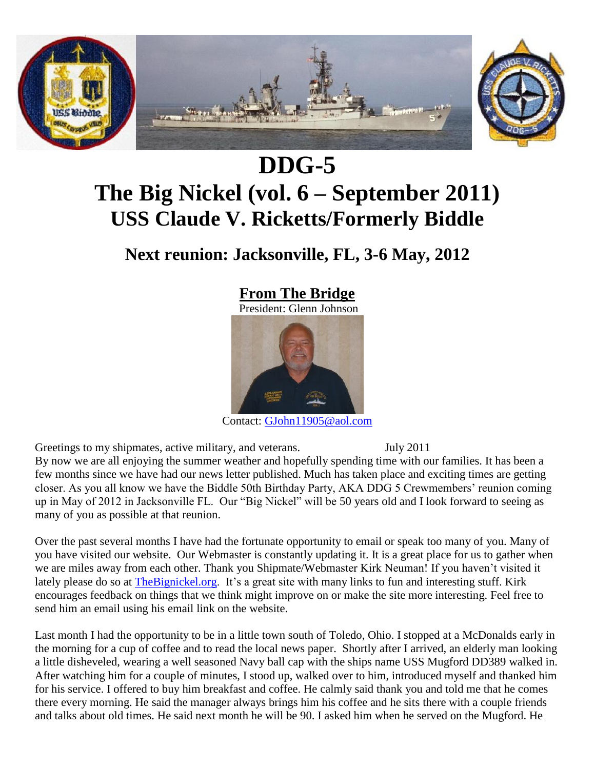# DDG-5

# The Big Nickel (vol. 6 – September 2011)

## USS Claude V. Ricketts/Formerly Biddle

### Next reunion: Jacksonville, FL, 3-6 May, 2012

## From The Bridge

President: Glenn Johnson

Contact: GJohn11905@aol.com

Greetings to my shipmates, active military, and veterans. July 2011

By now we are all enjoying the summer weather and hopefully spending time with our families. It has been a few months since we have had our news letter published. Much has taken place and exciting times are getting closer. As you all know we have the Biddle 50th Birthday Party, AKA DDG 5 Crewmembers' reunion coming up in May of 2012 in Jacksonville FL. Our "Big Nickel" will be 50 years old and I look forward to seeing as many of you as possible at that reunion.

Over the past several months I have had the fortunate opportunity to email or speak too many of you. Many of you have visited our website. Our Webmaster is constantly updating it. It is a great place for us to gather when we are miles away from each other. Thank you Shipmate/Webmaster Kirk Neuman! If you haven't visited it lately please do so at TheBignickel.org. It's a great site with many links to fun and interesting stuff. Kirk encourages feedback on things that we think might improve on or make the site more interesting. Feel free to send him an email using his email link on the website.

Last month I had the opportunity to be in a little town south of Toledo, Ohio. I stopped at a McDonalds early in the morning for a cup of coffee and to read the local news paper. Shortly after I arrived, an elderly man looking a little disheveled, wearing a well seasoned Navy ball cap with the ships name USS Mugford DD389 walked in. After watching him for a couple of minutes, I stood up, walked over to him, introduced myself and thanked him for his service. I offered to buy him breakfast and coffee. He calmly said thank you and told me that he comes there every morning. He said the manager always brings him his coffee and he sits there with a couple friends and talks about old times. He said next month he will be 90. I asked him when he served on the Mugford. He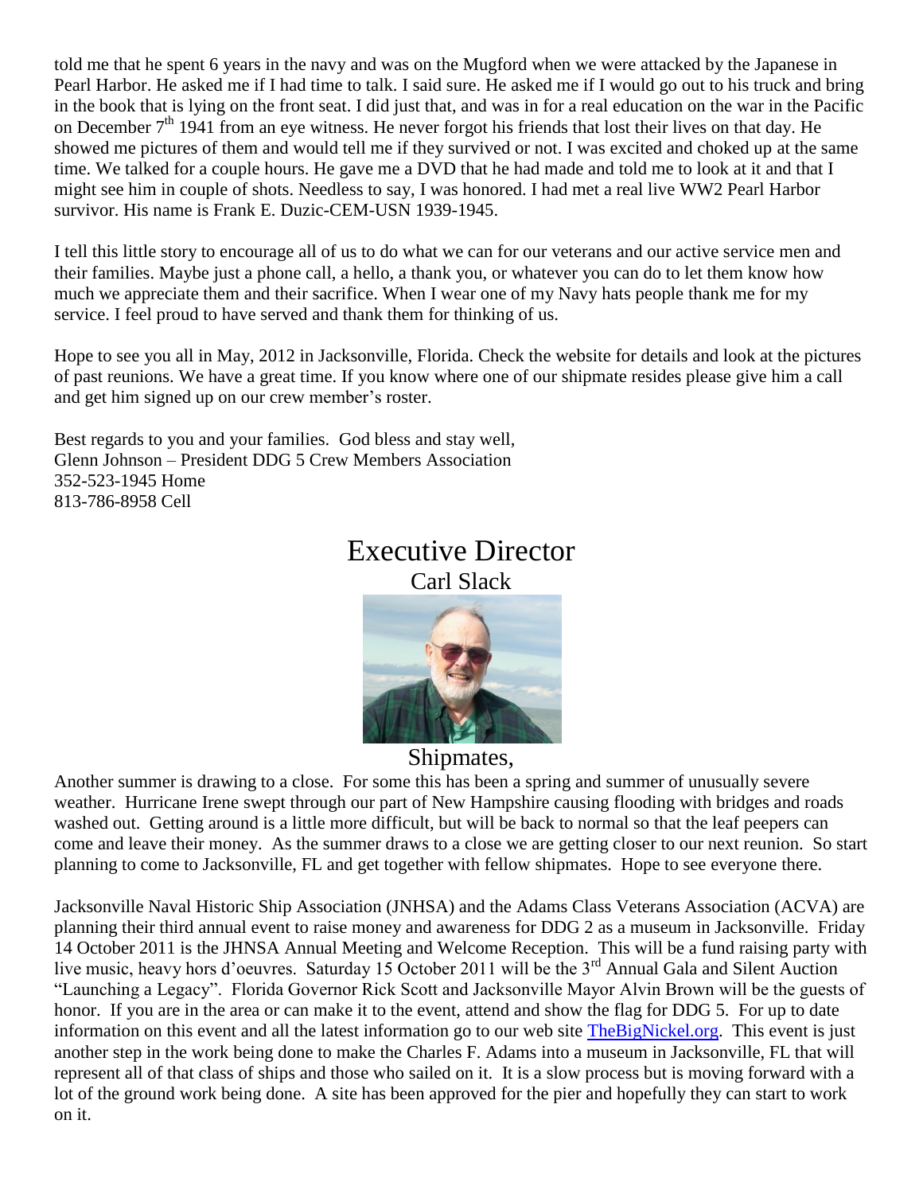told me that he spent 6 years in the navy and was on the Mugford when we were attacked by the Japanese in Pearl Harbor. He asked me if I had time to talk. I said sure. He asked me if I would go out to his truck and bring in the book that is lying on the front seat. I did just that, and was in for a real education on the war in the Pacific on December 7th 1941 from an eye witness. He never forgot his friends that lost their lives on that day. He showed me pictures of them and would tell me if they survived or not. I was excited and choked up at the same time. We talked for a couple hours. He gave me a DVD that he had made and told me to look at it and that I might see him in couple of shots. Needless to say, I was honored. I had met a real live WW2 Pearl Harbor survivor. His name is Frank E. Duzic-CEM-USN 1939-1945.

I tell this little story to encourage all of us to do what we can for our veterans and our active service men and their families. Maybe just a phone call, a hello, a thank you, or whatever you can do to let them know how much we appreciate them and their sacrifice. When I wear one of my Navy hats people thank me for my service. I feel proud to have served and thank them for thinking of us.

Hope to see you all in May, 2012 in Jacksonville, Florida. Check the website for details and look at the pictures of past reunions. We have a great time. If you know where one of our shipmate resides please give him a call and get him signed up on our crew member's roster.

Best regards to you and your families. God bless and stay well,
Glenn Johnson – President DDG 5 Crew Members Association
352-523-1945 Home
813-786-8958 Cell

# Executive Director

## Carl Slack

Shipmates,

Another summer is drawing to a close. For some this has been a spring and summer of unusually severe weather. Hurricane Irene swept through our part of New Hampshire causing flooding with bridges and roads washed out. Getting around is a little more difficult, but will be back to normal so that the leaf peepers can come and leave their money. As the summer draws to a close we are getting closer to our next reunion. So start planning to come to Jacksonville, FL and get together with fellow shipmates. Hope to see everyone there.

Jacksonville Naval Historic Ship Association (JNHSA) and the Adams Class Veterans Association (ACVA) are planning their third annual event to raise money and awareness for DDG 2 as a museum in Jacksonville. Friday 14 October 2011 is the JHNSA Annual Meeting and Welcome Reception. This will be a fund raising party with live music, heavy hors d'oeuvres. Saturday 15 October 2011 will be the 3rd Annual Gala and Silent Auction "Launching a Legacy". Florida Governor Rick Scott and Jacksonville Mayor Alvin Brown will be the guests of honor. If you are in the area or can make it to the event, attend and show the flag for DDG 5. For up to date information on this event and all the latest information go to our web site TheBigNickel.org. This event is just another step in the work being done to make the Charles F. Adams into a museum in Jacksonville, FL that will represent all of that class of ships and those who sailed on it. It is a slow process but is moving forward with a lot of the ground work being done. A site has been approved for the pier and hopefully they can start to work on it.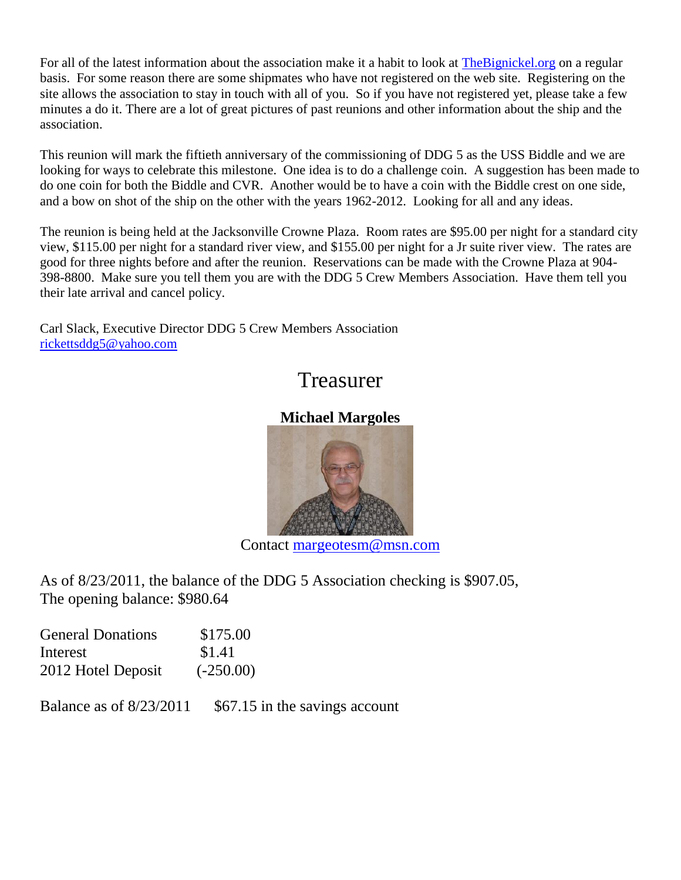For all of the latest information about the association make it a habit to look at TheBignickel.org on a regular basis. For some reason there are some shipmates who have not registered on the web site. Registering on the site allows the association to stay in touch with all of you. So if you have not registered yet, please take a few minutes a do it. There are a lot of great pictures of past reunions and other information about the ship and the association.

This reunion will mark the fiftieth anniversary of the commissioning of DDG 5 as the USS Biddle and we are looking for ways to celebrate this milestone. One idea is to do a challenge coin. A suggestion has been made to do one coin for both the Biddle and CVR. Another would be to have a coin with the Biddle crest on one side, and a bow on shot of the ship on the other with the years 1962-2012. Looking for all and any ideas.

The reunion is being held at the Jacksonville Crowne Plaza. Room rates are $95.00 per night for a standard city view, $115.00 per night for a standard river view, and $155.00 per night for a Jr suite river view. The rates are good for three nights before and after the reunion. Reservations can be made with the Crowne Plaza at 904-398-8800. Make sure you tell them you are with the DDG 5 Crew Members Association. Have them tell you their late arrival and cancel policy.

Carl Slack, Executive Director DDG 5 Crew Members Association
rickettsddg5@yahoo.com

# Treasurer

**Michael Margoles**

Contact margeotesm@msn.com

As of 8/23/2011, the balance of the DDG 5 Association checking is $907.05,
The opening balance: $980.64

| | |
|---|---|
| General Donations | $175.00 |
| Interest | $1.41 |
| 2012 Hotel Deposit | (-250.00) |

Balance as of 8/23/2011 $67.15 in the savings account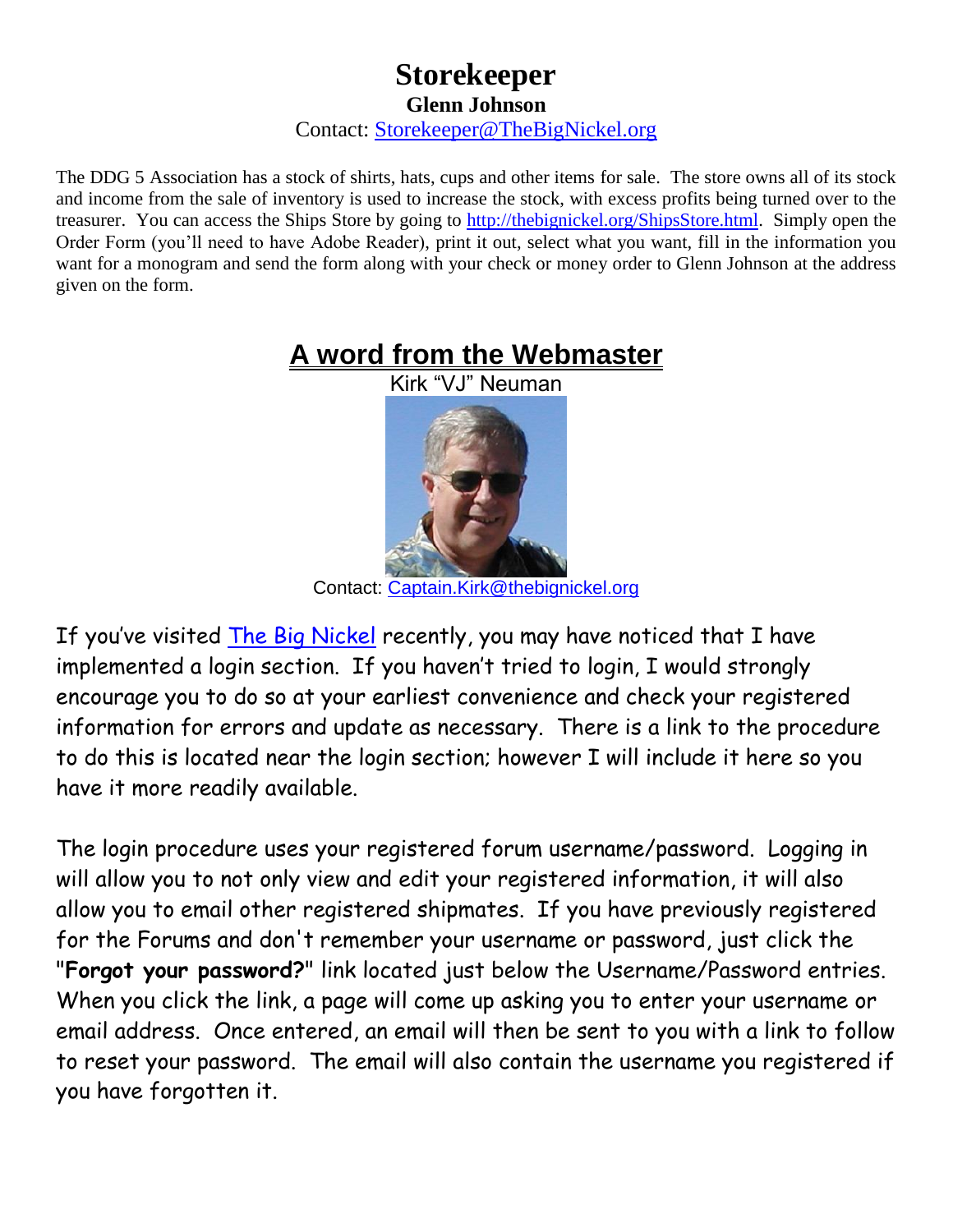# Storekeeper

**Glenn Johnson**

Contact: Storekeeper@TheBigNickel.org

The DDG 5 Association has a stock of shirts, hats, cups and other items for sale. The store owns all of its stock and income from the sale of inventory is used to increase the stock, with excess profits being turned over to the treasurer. You can access the Ships Store by going to http://thebignickel.org/ShipsStore.html. Simply open the Order Form (you'll need to have Adobe Reader), print it out, select what you want, fill in the information you want for a monogram and send the form along with your check or money order to Glenn Johnson at the address given on the form.

# A word from the Webmaster

Kirk "VJ" Neuman

Contact: Captain.Kirk@thebignickel.org

If you've visited The Big Nickel recently, you may have noticed that I have implemented a login section. If you haven't tried to login, I would strongly encourage you to do so at your earliest convenience and check your registered information for errors and update as necessary. There is a link to the procedure to do this is located near the login section; however I will include it here so you have it more readily available.

The login procedure uses your registered forum username/password. Logging in will allow you to not only view and edit your registered information, it will also allow you to email other registered shipmates. If you have previously registered for the Forums and don't remember your username or password, just click the "**Forgot your password?**" link located just below the Username/Password entries. When you click the link, a page will come up asking you to enter your username or email address. Once entered, an email will then be sent to you with a link to follow to reset your password. The email will also contain the username you registered if you have forgotten it.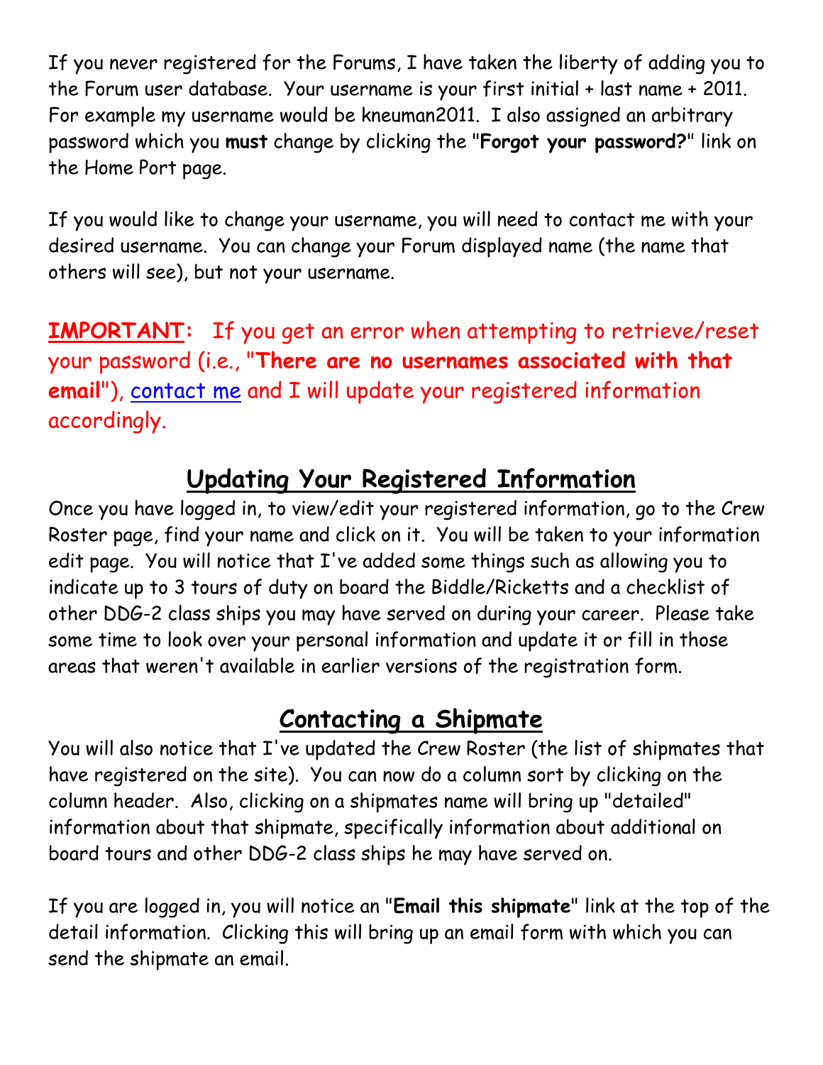If you never registered for the Forums, I have taken the liberty of adding you to the Forum user database. Your username is your first initial + last name + 2011. For example my username would be kneuman2011. I also assigned an arbitrary password which you **must** change by clicking the "**Forgot your password?**" link on the Home Port page.

If you would like to change your username, you will need to contact me with your desired username. You can change your Forum displayed name (the name that others will see), but not your username.

**IMPORTANT:** If you get an error when attempting to retrieve/reset your password (i.e., "**There are no usernames associated with that email**"), contact me and I will update your registered information accordingly.

## Updating Your Registered Information

Once you have logged in, to view/edit your registered information, go to the Crew Roster page, find your name and click on it. You will be taken to your information edit page. You will notice that I've added some things such as allowing you to indicate up to 3 tours of duty on board the Biddle/Ricketts and a checklist of other DDG-2 class ships you may have served on during your career. Please take some time to look over your personal information and update it or fill in those areas that weren't available in earlier versions of the registration form.

## Contacting a Shipmate

You will also notice that I've updated the Crew Roster (the list of shipmates that have registered on the site). You can now do a column sort by clicking on the column header. Also, clicking on a shipmates name will bring up "detailed" information about that shipmate, specifically information about additional on board tours and other DDG-2 class ships he may have served on.

If you are logged in, you will notice an "**Email this shipmate**" link at the top of the detail information. Clicking this will bring up an email form with which you can send the shipmate an email.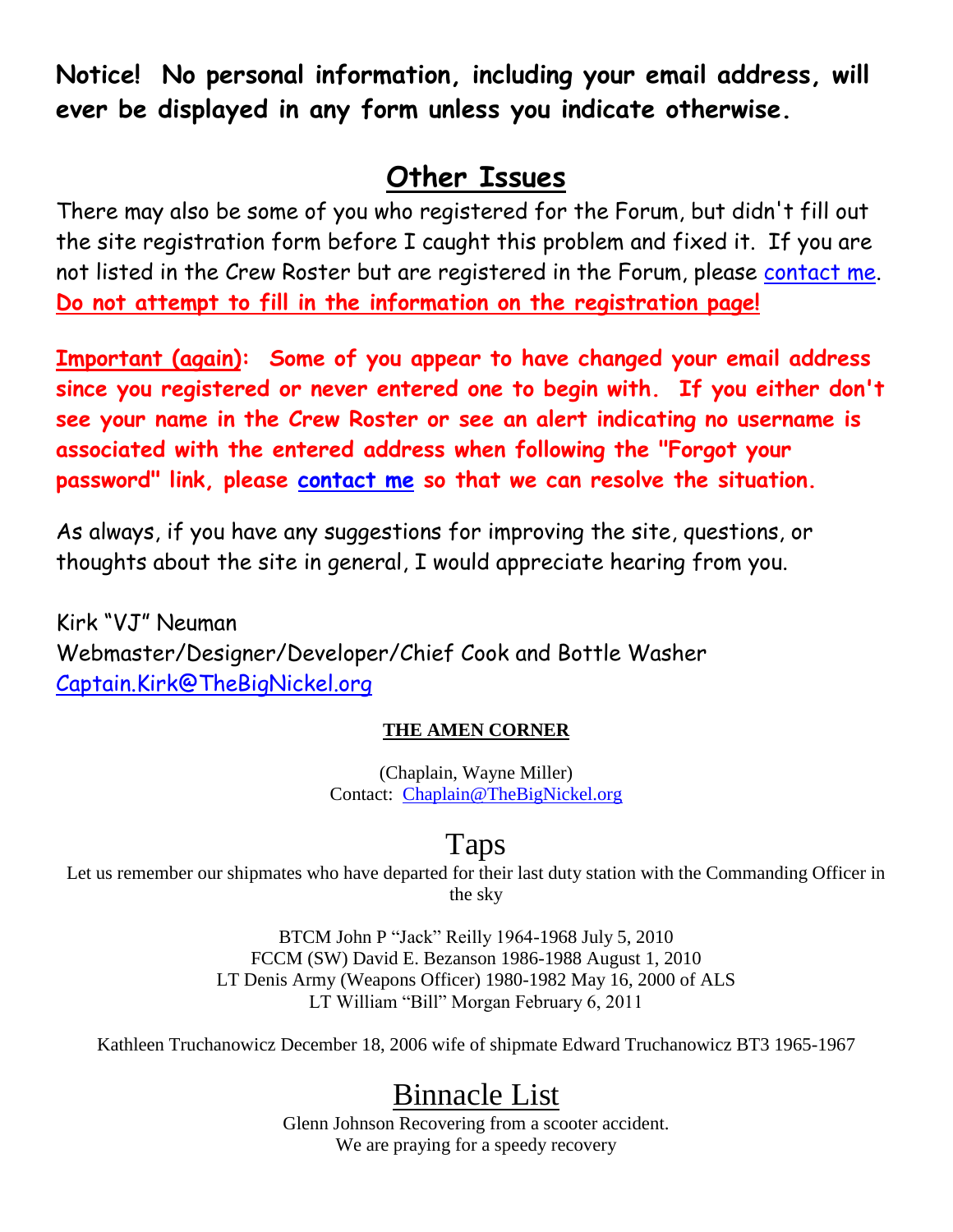**Notice! No personal information, including your email address, will ever be displayed in any form unless you indicate otherwise.**

## Other Issues

There may also be some of you who registered for the Forum, but didn't fill out the site registration form before I caught this problem and fixed it. If you are not listed in the Crew Roster but are registered in the Forum, please contact me. **Do not attempt to fill in the information on the registration page!**

**Important (again): Some of you appear to have changed your email address since you registered or never entered one to begin with. If you either don't see your name in the Crew Roster or see an alert indicating no username is associated with the entered address when following the "Forgot your password" link, please contact me so that we can resolve the situation.**

As always, if you have any suggestions for improving the site, questions, or thoughts about the site in general, I would appreciate hearing from you.

Kirk "VJ" Neuman
Webmaster/Designer/Developer/Chief Cook and Bottle Washer
Captain.Kirk@TheBigNickel.org

### THE AMEN CORNER

(Chaplain, Wayne Miller)
Contact: Chaplain@TheBigNickel.org

## Taps

Let us remember our shipmates who have departed for their last duty station with the Commanding Officer in the sky

BTCM John P "Jack" Reilly 1964-1968 July 5, 2010
FCCM (SW) David E. Bezanson 1986-1988 August 1, 2010
LT Denis Army (Weapons Officer) 1980-1982 May 16, 2000 of ALS
LT William "Bill" Morgan February 6, 2011

Kathleen Truchanowicz December 18, 2006 wife of shipmate Edward Truchanowicz BT3 1965-1967

## Binnacle List

Glenn Johnson Recovering from a scooter accident.
We are praying for a speedy recovery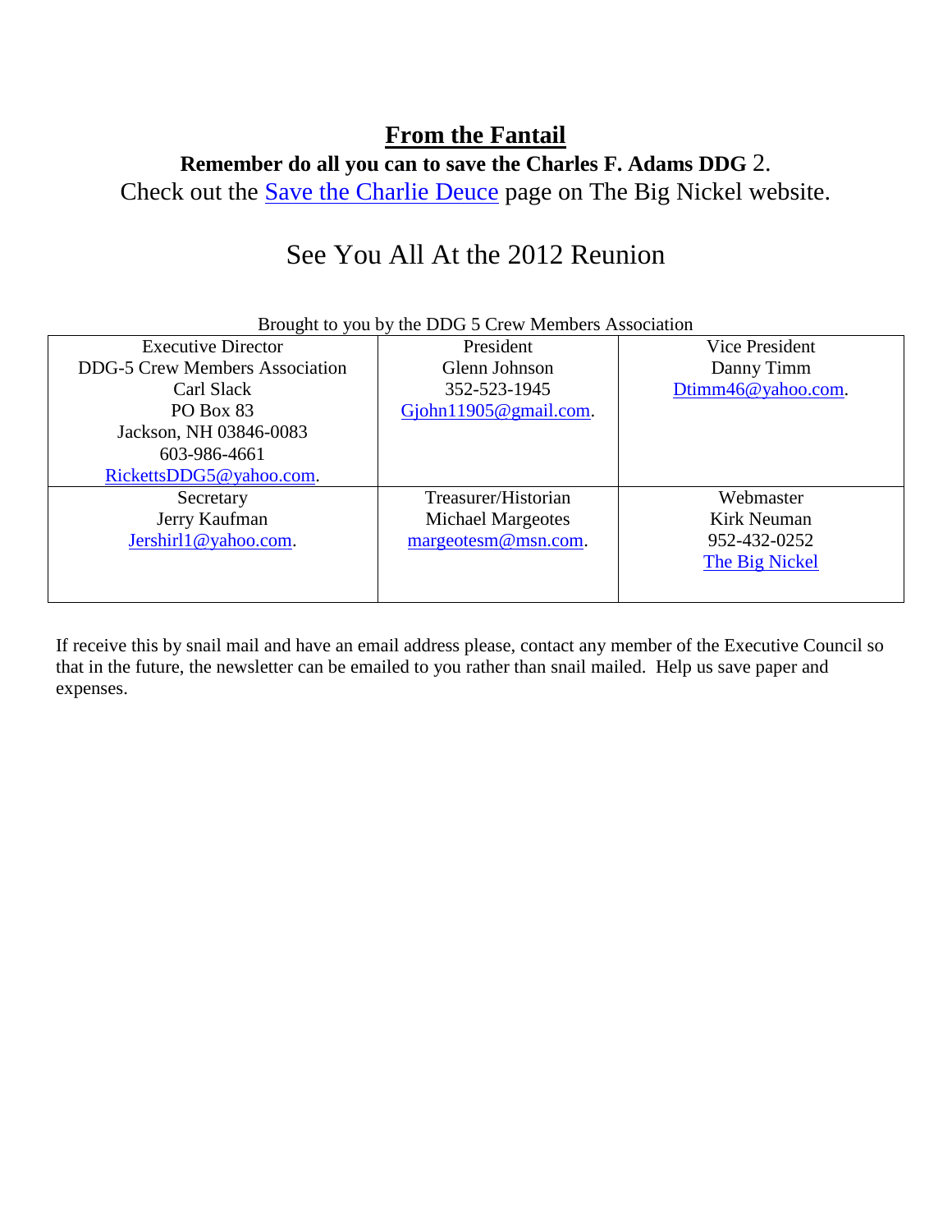# From the Fantail

**Remember do all you can to save the Charles F. Adams DDG 2.**

Check out the Save the Charlie Deuce page on The Big Nickel website.

## See You All At the 2012 Reunion

Brought to you by the DDG 5 Crew Members Association

| | | |
|---|---|---|
| Executive Director<br>DDG-5 Crew Members Association<br>Carl Slack<br>PO Box 83<br>Jackson, NH 03846-0083<br>603-986-4661<br>RickettsDDG5@yahoo.com. | President<br>Glenn Johnson<br>352-523-1945<br>Gjohn11905@gmail.com. | Vice President<br>Danny Timm<br>Dtimm46@yahoo.com. |
| Secretary<br>Jerry Kaufman<br>Jershirl1@yahoo.com. | Treasurer/Historian<br>Michael Margeotes<br>margeotesm@msn.com. | Webmaster<br>Kirk Neuman<br>952-432-0252<br>The Big Nickel |

If receive this by snail mail and have an email address please, contact any member of the Executive Council so that in the future, the newsletter can be emailed to you rather than snail mailed. Help us save paper and expenses.